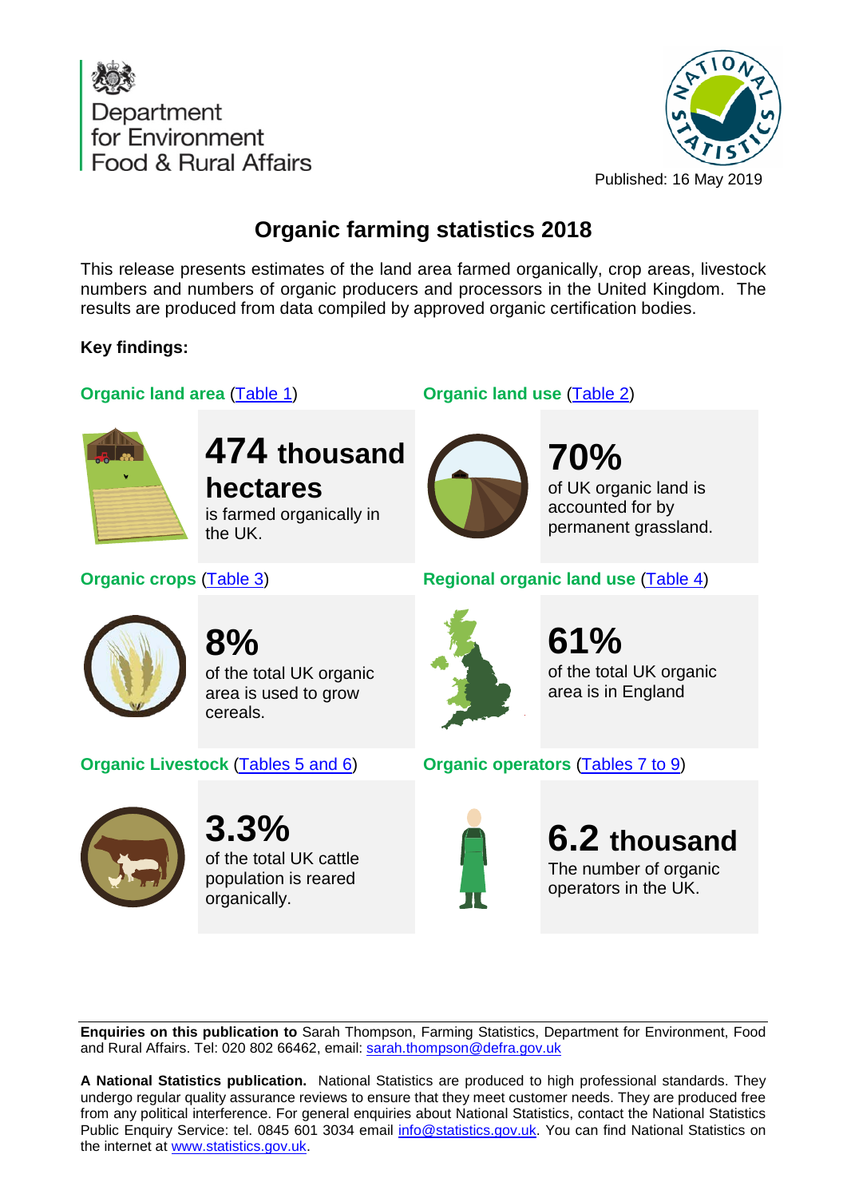Department for Environment Food & Rural Affairs

Published: 16 May 2019

# Organic farming statistics 2018

This release presents estimates of the land area farmed organically, crop areas, livestock numbers and numbers of organic producers and processors in the United Kingdom. The results are produced from data compiled by approved organic certification bodies.

**Key findings:**

**Organic land area** (Table 1)

**474 thousand hectares**
is farmed organically in the UK.

**Organic land use** (Table 2)

**70%**
of UK organic land is accounted for by permanent grassland.

**Organic crops** (Table 3)

**8%**
of the total UK organic area is used to grow cereals.

**Regional organic land use** (Table 4)

**61%**
of the total UK organic area is in England

**Organic Livestock** (Tables 5 and 6)

**3.3%**
of the total UK cattle population is reared organically.

**Organic operators** (Tables 7 to 9)

**6.2 thousand**
The number of organic operators in the UK.

---

**Enquiries on this publication to** Sarah Thompson, Farming Statistics, Department for Environment, Food and Rural Affairs. Tel: 020 802 66462, email: sarah.thompson@defra.gov.uk

**A National Statistics publication.** National Statistics are produced to high professional standards. They undergo regular quality assurance reviews to ensure that they meet customer needs. They are produced free from any political interference. For general enquiries about National Statistics, contact the National Statistics Public Enquiry Service: tel. 0845 601 3034 email info@statistics.gov.uk. You can find National Statistics on the internet at www.statistics.gov.uk.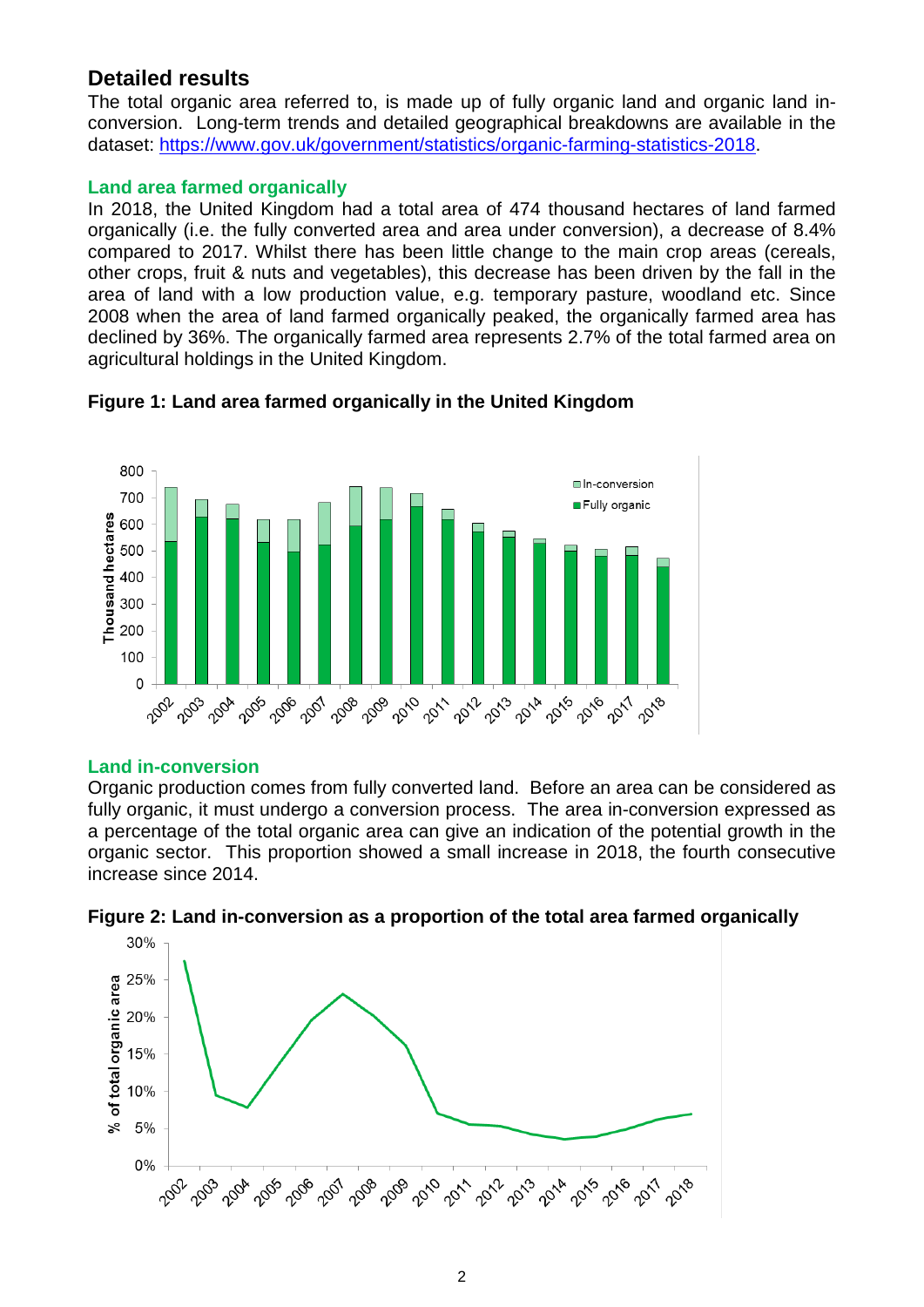## Detailed results

The total organic area referred to, is made up of fully organic land and organic land in-conversion. Long-term trends and detailed geographical breakdowns are available in the dataset: https://www.gov.uk/government/statistics/organic-farming-statistics-2018.

### Land area farmed organically

In 2018, the United Kingdom had a total area of 474 thousand hectares of land farmed organically (i.e. the fully converted area and area under conversion), a decrease of 8.4% compared to 2017. Whilst there has been little change to the main crop areas (cereals, other crops, fruit & nuts and vegetables), this decrease has been driven by the fall in the area of land with a low production value, e.g. temporary pasture, woodland etc. Since 2008 when the area of land farmed organically peaked, the organically farmed area has declined by 36%. The organically farmed area represents 2.7% of the total farmed area on agricultural holdings in the United Kingdom.

**Figure 1: Land area farmed organically in the United Kingdom**

### Land in-conversion

Organic production comes from fully converted land. Before an area can be considered as fully organic, it must undergo a conversion process. The area in-conversion expressed as a percentage of the total organic area can give an indication of the potential growth in the organic sector. This proportion showed a small increase in 2018, the fourth consecutive increase since 2014.

**Figure 2: Land in-conversion as a proportion of the total area farmed organically**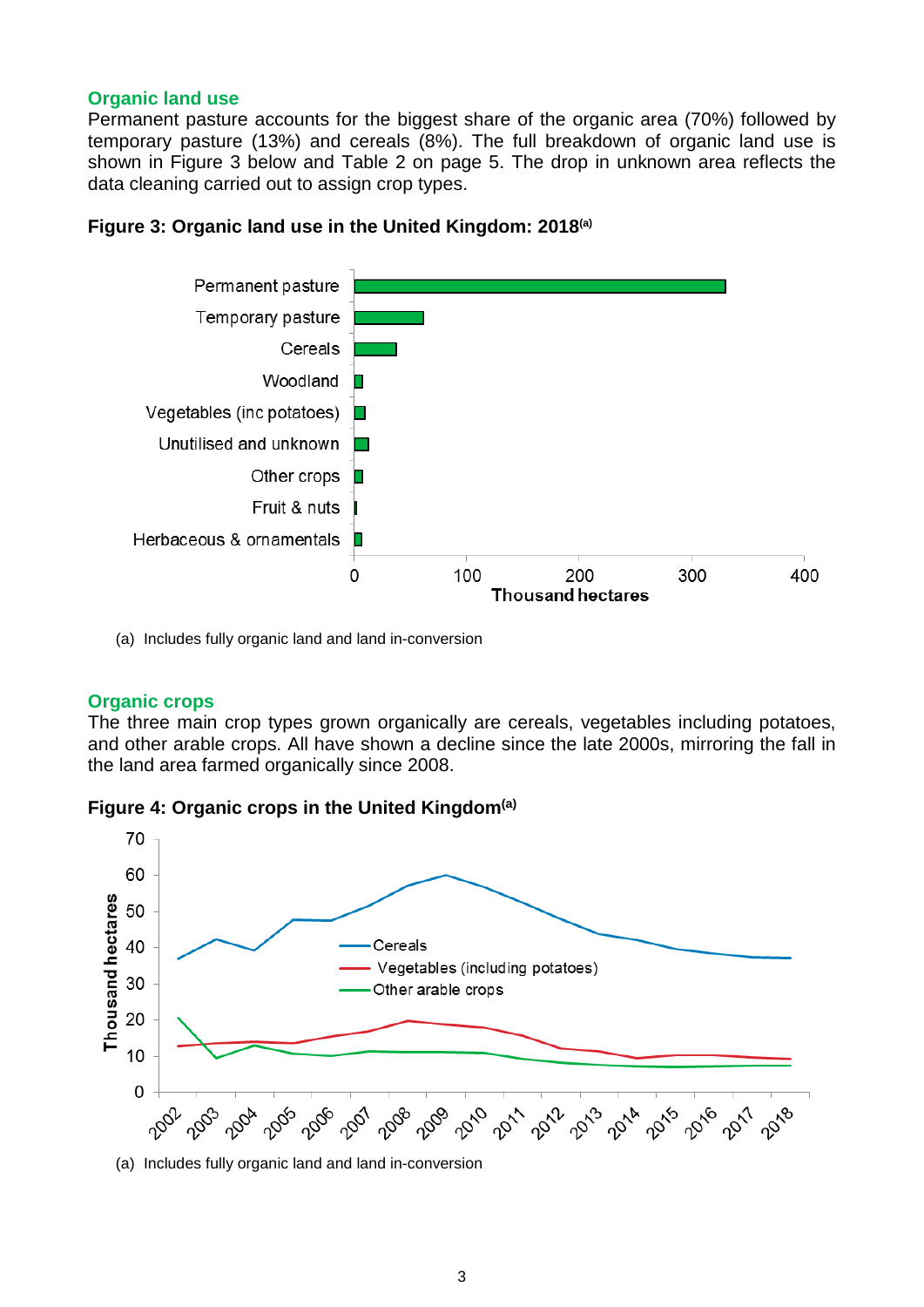## Organic land use

Permanent pasture accounts for the biggest share of the organic area (70%) followed by temporary pasture (13%) and cereals (8%). The full breakdown of organic land use is shown in Figure 3 below and Table 2 on page 5. The drop in unknown area reflects the data cleaning carried out to assign crop types.

**Figure 3: Organic land use in the United Kingdom: 2018[(a)]**

(a) Includes fully organic land and land in-conversion

## Organic crops

The three main crop types grown organically are cereals, vegetables including potatoes, and other arable crops. All have shown a decline since the late 2000s, mirroring the fall in the land area farmed organically since 2008.

**Figure 4: Organic crops in the United Kingdom[(a)]**

(a) Includes fully organic land and land in-conversion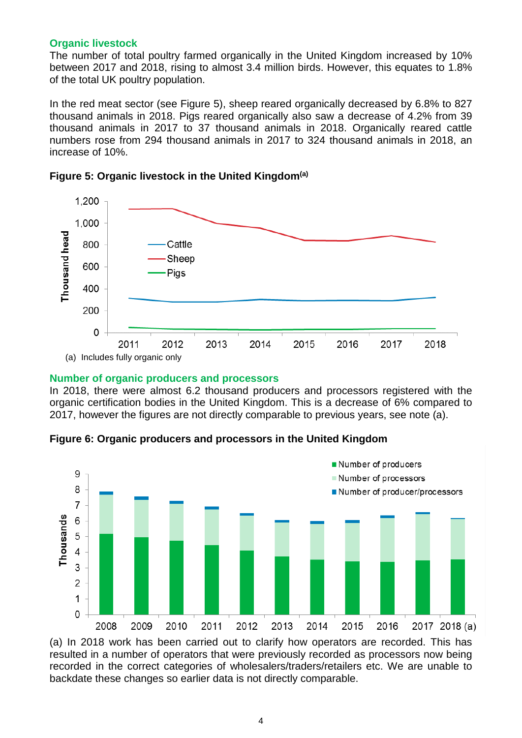## Organic livestock

The number of total poultry farmed organically in the United Kingdom increased by 10% between 2017 and 2018, rising to almost 3.4 million birds. However, this equates to 1.8% of the total UK poultry population.

In the red meat sector (see Figure 5), sheep reared organically decreased by 6.8% to 827 thousand animals in 2018. Pigs reared organically also saw a decrease of 4.2% from 39 thousand animals in 2017 to 37 thousand animals in 2018. Organically reared cattle numbers rose from 294 thousand animals in 2017 to 324 thousand animals in 2018, an increase of 10%.

**Figure 5: Organic livestock in the United Kingdom[(a)]**

(a) Includes fully organic only

## Number of organic producers and processors

In 2018, there were almost 6.2 thousand producers and processors registered with the organic certification bodies in the United Kingdom. This is a decrease of 6% compared to 2017, however the figures are not directly comparable to previous years, see note (a).

**Figure 6: Organic producers and processors in the United Kingdom**

(a) In 2018 work has been carried out to clarify how operators are recorded. This has resulted in a number of operators that were previously recorded as processors now being recorded in the correct categories of wholesalers/traders/retailers etc. We are unable to backdate these changes so earlier data is not directly comparable.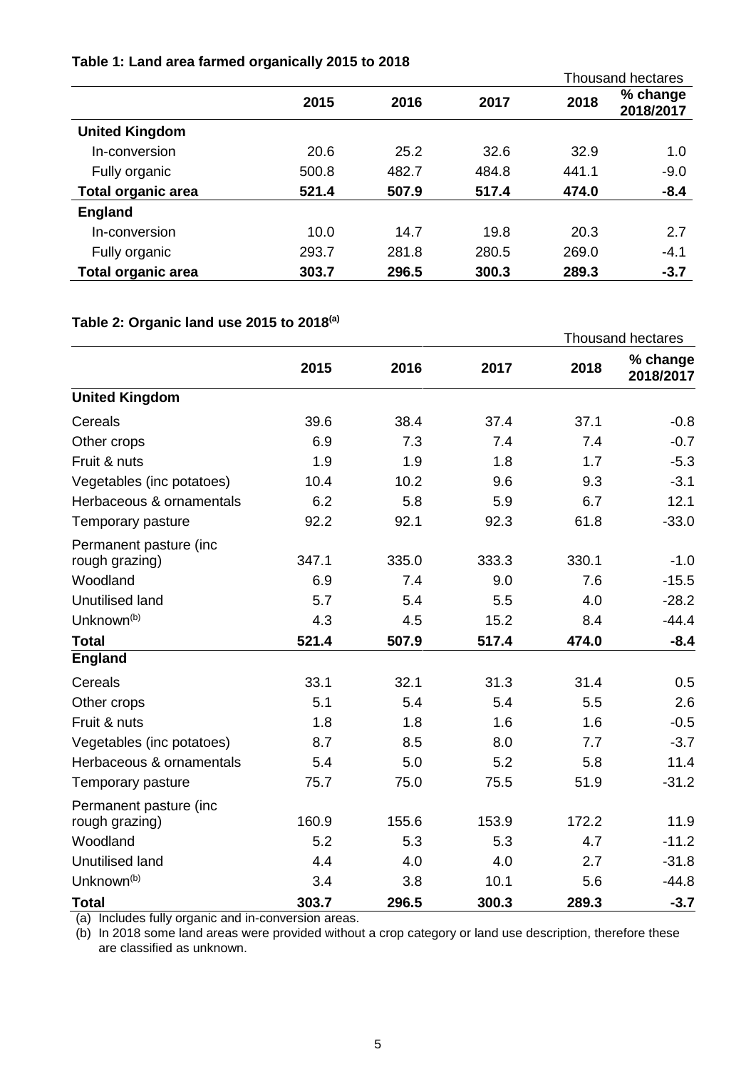### Table 1: Land area farmed organically 2015 to 2018

Thousand hectares

| | 2015 | 2016 | 2017 | 2018 | % change 2018/2017 |
|---|---|---|---|---|---|
| **United Kingdom** | | | | | |
| In-conversion | 20.6 | 25.2 | 32.6 | 32.9 | 1.0 |
| Fully organic | 500.8 | 482.7 | 484.8 | 441.1 | -9.0 |
| **Total organic area** | **521.4** | **507.9** | **517.4** | **474.0** | **-8.4** |
| **England** | | | | | |
| In-conversion | 10.0 | 14.7 | 19.8 | 20.3 | 2.7 |
| Fully organic | 293.7 | 281.8 | 280.5 | 269.0 | -4.1 |
| **Total organic area** | **303.7** | **296.5** | **300.3** | **289.3** | **-3.7** |

### Table 2: Organic land use 2015 to 2018[(a)]

Thousand hectares

| | 2015 | 2016 | 2017 | 2018 | % change 2018/2017 |
|---|---|---|---|---|---|
| **United Kingdom** | | | | | |
| Cereals | 39.6 | 38.4 | 37.4 | 37.1 | -0.8 |
| Other crops | 6.9 | 7.3 | 7.4 | 7.4 | -0.7 |
| Fruit & nuts | 1.9 | 1.9 | 1.8 | 1.7 | -5.3 |
| Vegetables (inc potatoes) | 10.4 | 10.2 | 9.6 | 9.3 | -3.1 |
| Herbaceous & ornamentals | 6.2 | 5.8 | 5.9 | 6.7 | 12.1 |
| Temporary pasture | 92.2 | 92.1 | 92.3 | 61.8 | -33.0 |
| Permanent pasture (inc rough grazing) | 347.1 | 335.0 | 333.3 | 330.1 | -1.0 |
| Woodland | 6.9 | 7.4 | 9.0 | 7.6 | -15.5 |
| Unutilised land | 5.7 | 5.4 | 5.5 | 4.0 | -28.2 |
| Unknown[(b)] | 4.3 | 4.5 | 15.2 | 8.4 | -44.4 |
| **Total** | **521.4** | **507.9** | **517.4** | **474.0** | **-8.4** |
| **England** | | | | | |
| Cereals | 33.1 | 32.1 | 31.3 | 31.4 | 0.5 |
| Other crops | 5.1 | 5.4 | 5.4 | 5.5 | 2.6 |
| Fruit & nuts | 1.8 | 1.8 | 1.6 | 1.6 | -0.5 |
| Vegetables (inc potatoes) | 8.7 | 8.5 | 8.0 | 7.7 | -3.7 |
| Herbaceous & ornamentals | 5.4 | 5.0 | 5.2 | 5.8 | 11.4 |
| Temporary pasture | 75.7 | 75.0 | 75.5 | 51.9 | -31.2 |
| Permanent pasture (inc rough grazing) | 160.9 | 155.6 | 153.9 | 172.2 | 11.9 |
| Woodland | 5.2 | 5.3 | 5.3 | 4.7 | -11.2 |
| Unutilised land | 4.4 | 4.0 | 4.0 | 2.7 | -31.8 |
| Unknown[(b)] | 3.4 | 3.8 | 10.1 | 5.6 | -44.8 |
| **Total** | **303.7** | **296.5** | **300.3** | **289.3** | **-3.7** |

(a) Includes fully organic and in-conversion areas.

(b) In 2018 some land areas were provided without a crop category or land use description, therefore these are classified as unknown.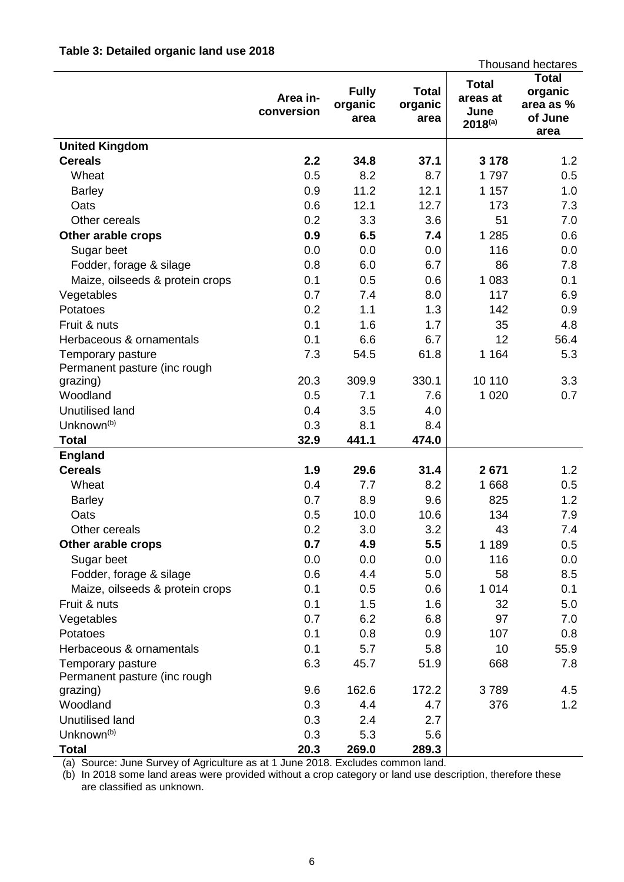**Table 3: Detailed organic land use 2018**

Thousand hectares

| | Area in-conversion | Fully organic area | Total organic area | Total areas at June 2018[(a)] | Total organic area as % of June area |
|---|---|---|---|---|---|
| **United Kingdom** | | | | | |
| **Cereals** | **2.2** | **34.8** | **37.1** | **3 178** | 1.2 |
| Wheat | 0.5 | 8.2 | 8.7 | 1 797 | 0.5 |
| Barley | 0.9 | 11.2 | 12.1 | 1 157 | 1.0 |
| Oats | 0.6 | 12.1 | 12.7 | 173 | 7.3 |
| Other cereals | 0.2 | 3.3 | 3.6 | 51 | 7.0 |
| **Other arable crops** | **0.9** | **6.5** | **7.4** | 1 285 | 0.6 |
| Sugar beet | 0.0 | 0.0 | 0.0 | 116 | 0.0 |
| Fodder, forage & silage | 0.8 | 6.0 | 6.7 | 86 | 7.8 |
| Maize, oilseeds & protein crops | 0.1 | 0.5 | 0.6 | 1 083 | 0.1 |
| Vegetables | 0.7 | 7.4 | 8.0 | 117 | 6.9 |
| Potatoes | 0.2 | 1.1 | 1.3 | 142 | 0.9 |
| Fruit & nuts | 0.1 | 1.6 | 1.7 | 35 | 4.8 |
| Herbaceous & ornamentals | 0.1 | 6.6 | 6.7 | 12 | 56.4 |
| Temporary pasture | 7.3 | 54.5 | 61.8 | 1 164 | 5.3 |
| Permanent pasture (inc rough grazing) | 20.3 | 309.9 | 330.1 | 10 110 | 3.3 |
| Woodland | 0.5 | 7.1 | 7.6 | 1 020 | 0.7 |
| Unutilised land | 0.4 | 3.5 | 4.0 | | |
| Unknown[(b)] | 0.3 | 8.1 | 8.4 | | |
| **Total** | **32.9** | **441.1** | **474.0** | | |
| **England** | | | | | |
| **Cereals** | **1.9** | **29.6** | **31.4** | **2 671** | 1.2 |
| Wheat | 0.4 | 7.7 | 8.2 | 1 668 | 0.5 |
| Barley | 0.7 | 8.9 | 9.6 | 825 | 1.2 |
| Oats | 0.5 | 10.0 | 10.6 | 134 | 7.9 |
| Other cereals | 0.2 | 3.0 | 3.2 | 43 | 7.4 |
| **Other arable crops** | **0.7** | **4.9** | **5.5** | 1 189 | 0.5 |
| Sugar beet | 0.0 | 0.0 | 0.0 | 116 | 0.0 |
| Fodder, forage & silage | 0.6 | 4.4 | 5.0 | 58 | 8.5 |
| Maize, oilseeds & protein crops | 0.1 | 0.5 | 0.6 | 1 014 | 0.1 |
| Fruit & nuts | 0.1 | 1.5 | 1.6 | 32 | 5.0 |
| Vegetables | 0.7 | 6.2 | 6.8 | 97 | 7.0 |
| Potatoes | 0.1 | 0.8 | 0.9 | 107 | 0.8 |
| Herbaceous & ornamentals | 0.1 | 5.7 | 5.8 | 10 | 55.9 |
| Temporary pasture | 6.3 | 45.7 | 51.9 | 668 | 7.8 |
| Permanent pasture (inc rough grazing) | 9.6 | 162.6 | 172.2 | 3 789 | 4.5 |
| Woodland | 0.3 | 4.4 | 4.7 | 376 | 1.2 |
| Unutilised land | 0.3 | 2.4 | 2.7 | | |
| Unknown[(b)] | 0.3 | 5.3 | 5.6 | | |
| **Total** | **20.3** | **269.0** | **289.3** | | |

(a) Source: June Survey of Agriculture as at 1 June 2018. Excludes common land.

(b) In 2018 some land areas were provided without a crop category or land use description, therefore these are classified as unknown.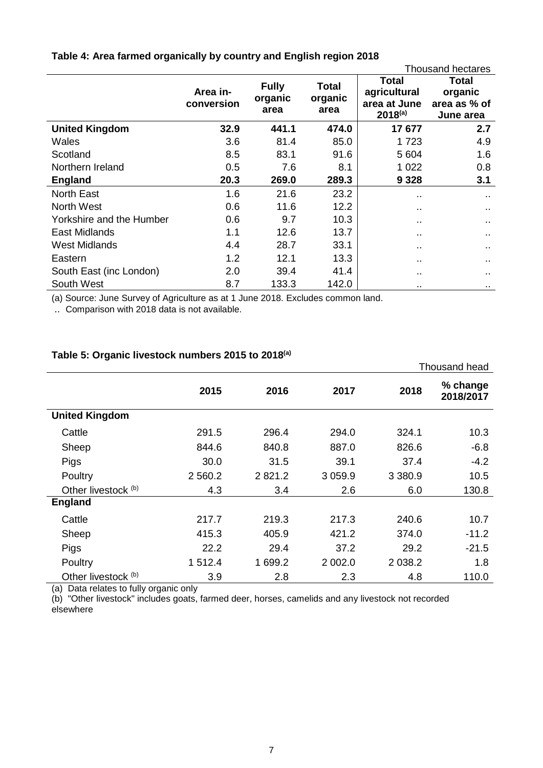### Table 4: Area farmed organically by country and English region 2018

Thousand hectares

| | Area in-conversion | Fully organic area | Total organic area | Total agricultural area at June 2018[(a)] | Total organic area as % of June area |
|---|---|---|---|---|---|
| **United Kingdom** | **32.9** | **441.1** | **474.0** | **17 677** | **2.7** |
| Wales | 3.6 | 81.4 | 85.0 | 1 723 | 4.9 |
| Scotland | 8.5 | 83.1 | 91.6 | 5 604 | 1.6 |
| Northern Ireland | 0.5 | 7.6 | 8.1 | 1 022 | 0.8 |
| **England** | **20.3** | **269.0** | **289.3** | **9 328** | **3.1** |
| North East | 1.6 | 21.6 | 23.2 | .. | .. |
| North West | 0.6 | 11.6 | 12.2 | .. | .. |
| Yorkshire and the Humber | 0.6 | 9.7 | 10.3 | .. | .. |
| East Midlands | 1.1 | 12.6 | 13.7 | .. | .. |
| West Midlands | 4.4 | 28.7 | 33.1 | .. | .. |
| Eastern | 1.2 | 12.1 | 13.3 | .. | .. |
| South East (inc London) | 2.0 | 39.4 | 41.4 | .. | .. |
| South West | 8.7 | 133.3 | 142.0 | .. | .. |

(a) Source: June Survey of Agriculture as at 1 June 2018. Excludes common land.

.. Comparison with 2018 data is not available.

### Table 5: Organic livestock numbers 2015 to 2018[(a)]

Thousand head

| | 2015 | 2016 | 2017 | 2018 | % change 2018/2017 |
|---|---|---|---|---|---|
| **United Kingdom** | | | | | |
| Cattle | 291.5 | 296.4 | 294.0 | 324.1 | 10.3 |
| Sheep | 844.6 | 840.8 | 887.0 | 826.6 | -6.8 |
| Pigs | 30.0 | 31.5 | 39.1 | 37.4 | -4.2 |
| Poultry | 2 560.2 | 2 821.2 | 3 059.9 | 3 380.9 | 10.5 |
| Other livestock [(b)] | 4.3 | 3.4 | 2.6 | 6.0 | 130.8 |
| **England** | | | | | |
| Cattle | 217.7 | 219.3 | 217.3 | 240.6 | 10.7 |
| Sheep | 415.3 | 405.9 | 421.2 | 374.0 | -11.2 |
| Pigs | 22.2 | 29.4 | 37.2 | 29.2 | -21.5 |
| Poultry | 1 512.4 | 1 699.2 | 2 002.0 | 2 038.2 | 1.8 |
| Other livestock [(b)] | 3.9 | 2.8 | 2.3 | 4.8 | 110.0 |

(a) Data relates to fully organic only

(b) "Other livestock" includes goats, farmed deer, horses, camelids and any livestock not recorded elsewhere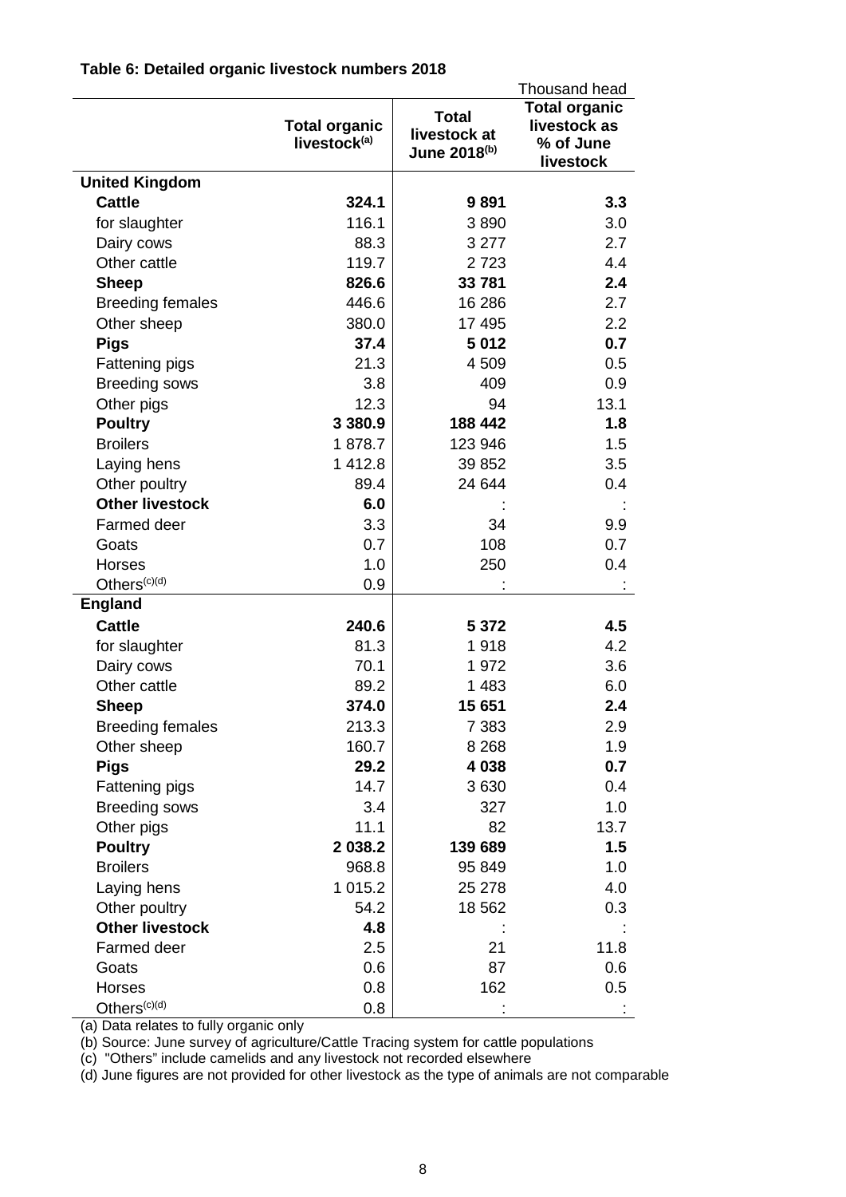**Table 6: Detailed organic livestock numbers 2018**

Thousand head

| | Total organic livestock[(a)] | Total livestock at June 2018[(b)] | Total organic livestock as % of June livestock |
|---|---|---|---|
| **United Kingdom** | | | |
| **Cattle** | **324.1** | **9 891** | **3.3** |
| for slaughter | 116.1 | 3 890 | 3.0 |
| Dairy cows | 88.3 | 3 277 | 2.7 |
| Other cattle | 119.7 | 2 723 | 4.4 |
| **Sheep** | **826.6** | **33 781** | **2.4** |
| Breeding females | 446.6 | 16 286 | 2.7 |
| Other sheep | 380.0 | 17 495 | 2.2 |
| **Pigs** | **37.4** | **5 012** | **0.7** |
| Fattening pigs | 21.3 | 4 509 | 0.5 |
| Breeding sows | 3.8 | 409 | 0.9 |
| Other pigs | 12.3 | 94 | 13.1 |
| **Poultry** | **3 380.9** | **188 442** | **1.8** |
| Broilers | 1 878.7 | 123 946 | 1.5 |
| Laying hens | 1 412.8 | 39 852 | 3.5 |
| Other poultry | 89.4 | 24 644 | 0.4 |
| **Other livestock** | **6.0** | : | : |
| Farmed deer | 3.3 | 34 | 9.9 |
| Goats | 0.7 | 108 | 0.7 |
| Horses | 1.0 | 250 | 0.4 |
| Others[(c)(d)] | 0.9 | : | : |
| **England** | | | |
| **Cattle** | **240.6** | **5 372** | **4.5** |
| for slaughter | 81.3 | 1 918 | 4.2 |
| Dairy cows | 70.1 | 1 972 | 3.6 |
| Other cattle | 89.2 | 1 483 | 6.0 |
| **Sheep** | **374.0** | **15 651** | **2.4** |
| Breeding females | 213.3 | 7 383 | 2.9 |
| Other sheep | 160.7 | 8 268 | 1.9 |
| **Pigs** | **29.2** | **4 038** | **0.7** |
| Fattening pigs | 14.7 | 3 630 | 0.4 |
| Breeding sows | 3.4 | 327 | 1.0 |
| Other pigs | 11.1 | 82 | 13.7 |
| **Poultry** | **2 038.2** | **139 689** | **1.5** |
| Broilers | 968.8 | 95 849 | 1.0 |
| Laying hens | 1 015.2 | 25 278 | 4.0 |
| Other poultry | 54.2 | 18 562 | 0.3 |
| **Other livestock** | **4.8** | : | : |
| Farmed deer | 2.5 | 21 | 11.8 |
| Goats | 0.6 | 87 | 0.6 |
| Horses | 0.8 | 162 | 0.5 |
| Others[(c)(d)] | 0.8 | : | : |

(a) Data relates to fully organic only

(b) Source: June survey of agriculture/Cattle Tracing system for cattle populations

(c) "Others" include camelids and any livestock not recorded elsewhere

(d) June figures are not provided for other livestock as the type of animals are not comparable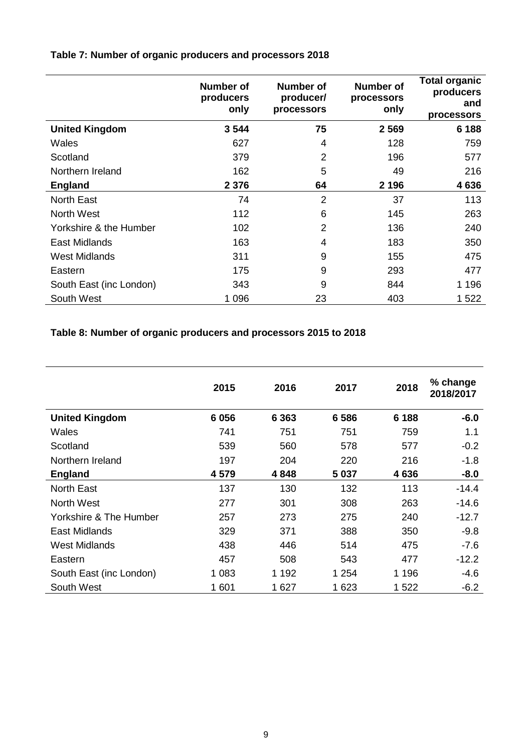**Table 7: Number of organic producers and processors 2018**

| | Number of producers only | Number of producer/ processors | Number of processors only | Total organic producers and processors |
|---|---|---|---|---|
| **United Kingdom** | **3 544** | **75** | **2 569** | **6 188** |
| Wales | 627 | 4 | 128 | 759 |
| Scotland | 379 | 2 | 196 | 577 |
| Northern Ireland | 162 | 5 | 49 | 216 |
| **England** | **2 376** | **64** | **2 196** | **4 636** |
| North East | 74 | 2 | 37 | 113 |
| North West | 112 | 6 | 145 | 263 |
| Yorkshire & the Humber | 102 | 2 | 136 | 240 |
| East Midlands | 163 | 4 | 183 | 350 |
| West Midlands | 311 | 9 | 155 | 475 |
| Eastern | 175 | 9 | 293 | 477 |
| South East (inc London) | 343 | 9 | 844 | 1 196 |
| South West | 1 096 | 23 | 403 | 1 522 |

**Table 8: Number of organic producers and processors 2015 to 2018**

| | 2015 | 2016 | 2017 | 2018 | % change 2018/2017 |
|---|---|---|---|---|---|
| **United Kingdom** | **6 056** | **6 363** | **6 586** | **6 188** | **-6.0** |
| Wales | 741 | 751 | 751 | 759 | 1.1 |
| Scotland | 539 | 560 | 578 | 577 | -0.2 |
| Northern Ireland | 197 | 204 | 220 | 216 | -1.8 |
| **England** | **4 579** | **4 848** | **5 037** | **4 636** | **-8.0** |
| North East | 137 | 130 | 132 | 113 | -14.4 |
| North West | 277 | 301 | 308 | 263 | -14.6 |
| Yorkshire & The Humber | 257 | 273 | 275 | 240 | -12.7 |
| East Midlands | 329 | 371 | 388 | 350 | -9.8 |
| West Midlands | 438 | 446 | 514 | 475 | -7.6 |
| Eastern | 457 | 508 | 543 | 477 | -12.2 |
| South East (inc London) | 1 083 | 1 192 | 1 254 | 1 196 | -4.6 |
| South West | 1 601 | 1 627 | 1 623 | 1 522 | -6.2 |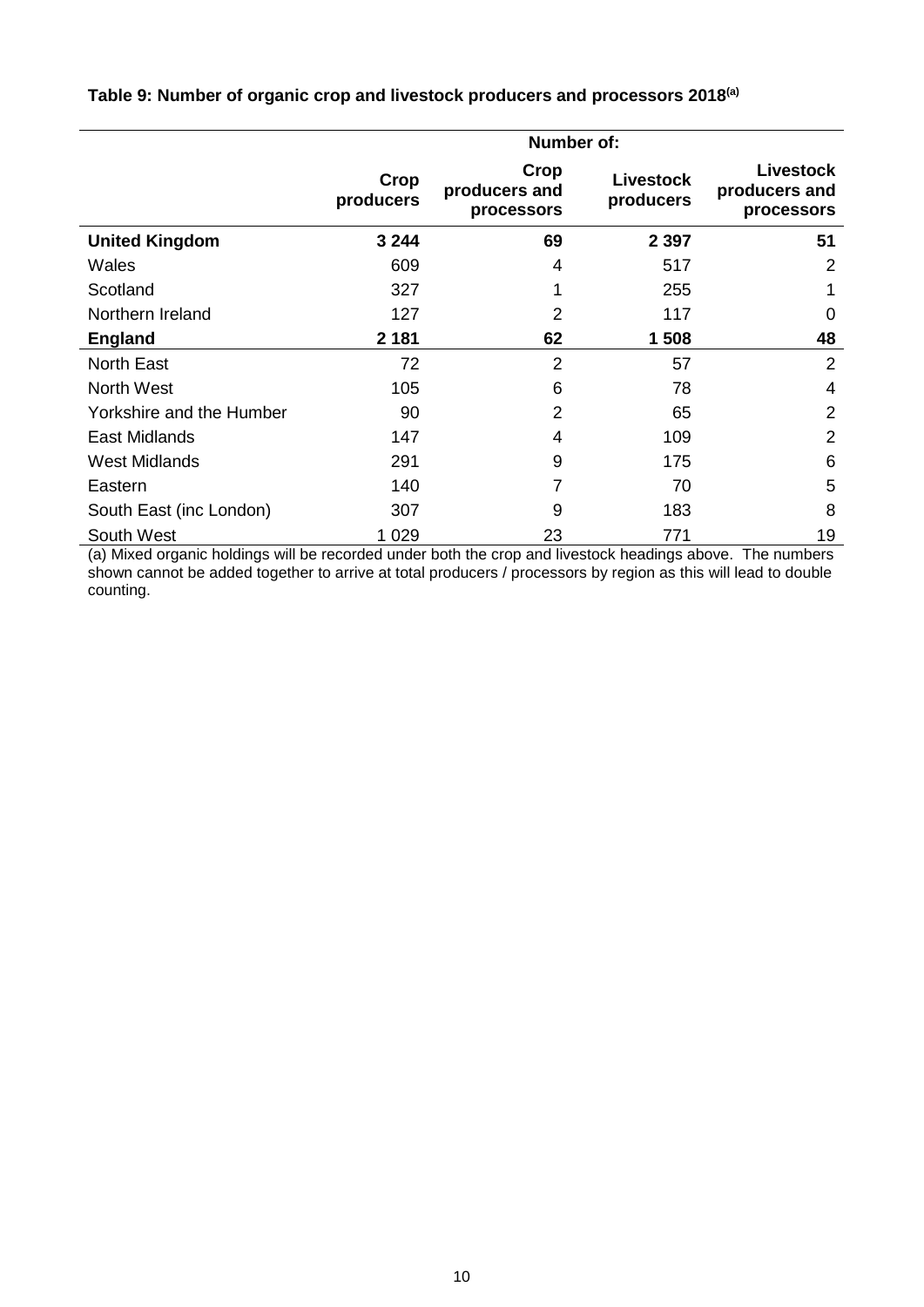**Table 9: Number of organic crop and livestock producers and processors 2018[(a)]**

| | Number of: | | | |
|---|---|---|---|---|
| | **Crop producers** | **Crop producers and processors** | **Livestock producers** | **Livestock producers and processors** |
| **United Kingdom** | **3 244** | **69** | **2 397** | **51** |
| Wales | 609 | 4 | 517 | 2 |
| Scotland | 327 | 1 | 255 | 1 |
| Northern Ireland | 127 | 2 | 117 | 0 |
| **England** | **2 181** | **62** | **1 508** | **48** |
| North East | 72 | 2 | 57 | 2 |
| North West | 105 | 6 | 78 | 4 |
| Yorkshire and the Humber | 90 | 2 | 65 | 2 |
| East Midlands | 147 | 4 | 109 | 2 |
| West Midlands | 291 | 9 | 175 | 6 |
| Eastern | 140 | 7 | 70 | 5 |
| South East (inc London) | 307 | 9 | 183 | 8 |
| South West | 1 029 | 23 | 771 | 19 |

(a) Mixed organic holdings will be recorded under both the crop and livestock headings above. The numbers shown cannot be added together to arrive at total producers / processors by region as this will lead to double counting.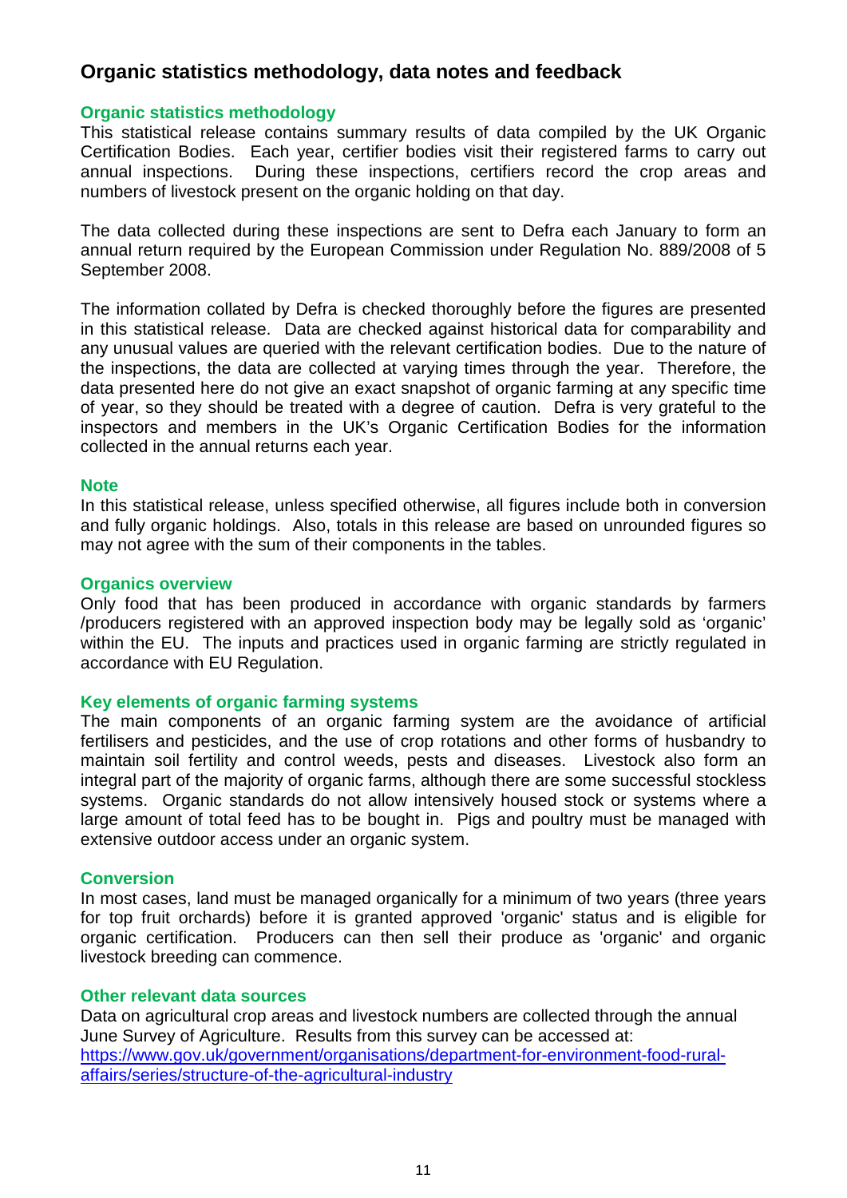# Organic statistics methodology, data notes and feedback

### Organic statistics methodology

This statistical release contains summary results of data compiled by the UK Organic Certification Bodies. Each year, certifier bodies visit their registered farms to carry out annual inspections. During these inspections, certifiers record the crop areas and numbers of livestock present on the organic holding on that day.

The data collected during these inspections are sent to Defra each January to form an annual return required by the European Commission under Regulation No. 889/2008 of 5 September 2008.

The information collated by Defra is checked thoroughly before the figures are presented in this statistical release. Data are checked against historical data for comparability and any unusual values are queried with the relevant certification bodies. Due to the nature of the inspections, the data are collected at varying times through the year. Therefore, the data presented here do not give an exact snapshot of organic farming at any specific time of year, so they should be treated with a degree of caution. Defra is very grateful to the inspectors and members in the UK's Organic Certification Bodies for the information collected in the annual returns each year.

### Note

In this statistical release, unless specified otherwise, all figures include both in conversion and fully organic holdings. Also, totals in this release are based on unrounded figures so may not agree with the sum of their components in the tables.

### Organics overview

Only food that has been produced in accordance with organic standards by farmers /producers registered with an approved inspection body may be legally sold as 'organic' within the EU. The inputs and practices used in organic farming are strictly regulated in accordance with EU Regulation.

### Key elements of organic farming systems

The main components of an organic farming system are the avoidance of artificial fertilisers and pesticides, and the use of crop rotations and other forms of husbandry to maintain soil fertility and control weeds, pests and diseases. Livestock also form an integral part of the majority of organic farms, although there are some successful stockless systems. Organic standards do not allow intensively housed stock or systems where a large amount of total feed has to be bought in. Pigs and poultry must be managed with extensive outdoor access under an organic system.

### Conversion

In most cases, land must be managed organically for a minimum of two years (three years for top fruit orchards) before it is granted approved 'organic' status and is eligible for organic certification. Producers can then sell their produce as 'organic' and organic livestock breeding can commence.

### Other relevant data sources

Data on agricultural crop areas and livestock numbers are collected through the annual June Survey of Agriculture. Results from this survey can be accessed at:
[https://www.gov.uk/government/organisations/department-for-environment-food-rural-affairs/series/structure-of-the-agricultural-industry](https://www.gov.uk/government/organisations/department-for-environment-food-rural-affairs/series/structure-of-the-agricultural-industry)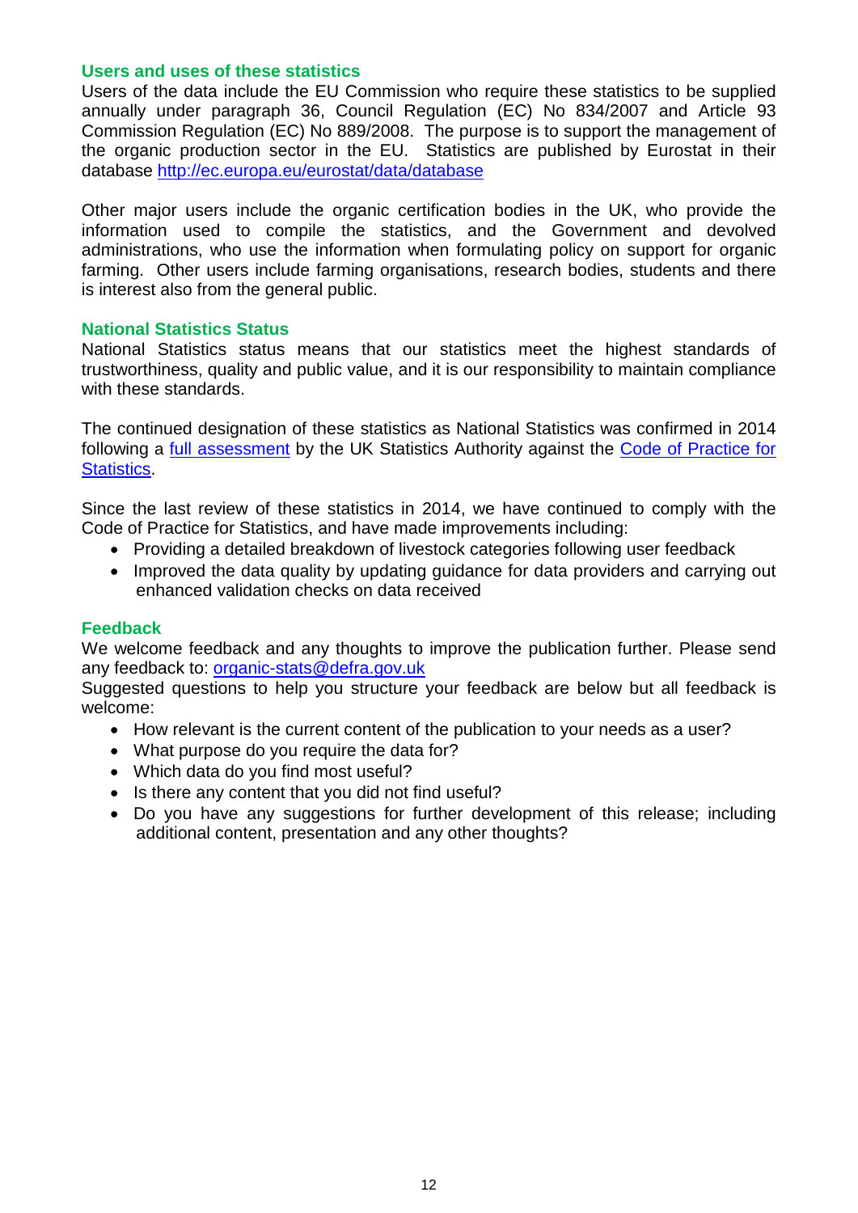## Users and uses of these statistics

Users of the data include the EU Commission who require these statistics to be supplied annually under paragraph 36, Council Regulation (EC) No 834/2007 and Article 93 Commission Regulation (EC) No 889/2008. The purpose is to support the management of the organic production sector in the EU. Statistics are published by Eurostat in their database [http://ec.europa.eu/eurostat/data/database](http://ec.europa.eu/eurostat/data/database)

Other major users include the organic certification bodies in the UK, who provide the information used to compile the statistics, and the Government and devolved administrations, who use the information when formulating policy on support for organic farming. Other users include farming organisations, research bodies, students and there is interest also from the general public.

## National Statistics Status

National Statistics status means that our statistics meet the highest standards of trustworthiness, quality and public value, and it is our responsibility to maintain compliance with these standards.

The continued designation of these statistics as National Statistics was confirmed in 2014 following a full assessment by the UK Statistics Authority against the Code of Practice for Statistics.

Since the last review of these statistics in 2014, we have continued to comply with the Code of Practice for Statistics, and have made improvements including:

- Providing a detailed breakdown of livestock categories following user feedback
- Improved the data quality by updating guidance for data providers and carrying out enhanced validation checks on data received

## Feedback

We welcome feedback and any thoughts to improve the publication further. Please send any feedback to: [organic-stats@defra.gov.uk](mailto:organic-stats@defra.gov.uk)

Suggested questions to help you structure your feedback are below but all feedback is welcome:

- How relevant is the current content of the publication to your needs as a user?
- What purpose do you require the data for?
- Which data do you find most useful?
- Is there any content that you did not find useful?
- Do you have any suggestions for further development of this release; including additional content, presentation and any other thoughts?